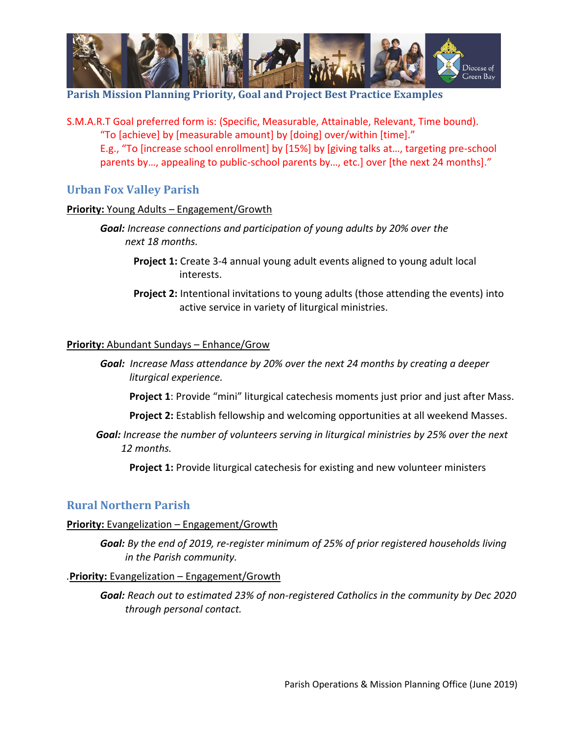# Parish Mission Planning Priority, Goal and Project Best Practice Examples

S.M.A.R.T Goal preferred form is: (Specific, Measurable, Attainable, Relevant, Time bound).
"To [achieve] by [measurable amount] by [doing] over/within [time]."
E.g., "To [increase school enrollment] by [15%] by [giving talks at…, targeting pre-school parents by…, appealing to public-school parents by…, etc.] over [the next 24 months]."

## Urban Fox Valley Parish

**Priority:** Young Adults – Engagement/Growth

*Goal: Increase connections and participation of young adults by 20% over the next 18 months.*

**Project 1:** Create 3-4 annual young adult events aligned to young adult local interests.

**Project 2:** Intentional invitations to young adults (those attending the events) into active service in variety of liturgical ministries.

**Priority:** Abundant Sundays – Enhance/Grow

*Goal: Increase Mass attendance by 20% over the next 24 months by creating a deeper liturgical experience.*

**Project 1**: Provide "mini" liturgical catechesis moments just prior and just after Mass.

**Project 2:** Establish fellowship and welcoming opportunities at all weekend Masses.

*Goal: Increase the number of volunteers serving in liturgical ministries by 25% over the next 12 months.*

**Project 1:** Provide liturgical catechesis for existing and new volunteer ministers

## Rural Northern Parish

**Priority:** Evangelization – Engagement/Growth

*Goal: By the end of 2019, re-register minimum of 25% of prior registered households living in the Parish community.*

.**Priority:** Evangelization – Engagement/Growth

*Goal: Reach out to estimated 23% of non-registered Catholics in the community by Dec 2020 through personal contact.*

Parish Operations & Mission Planning Office (June 2019)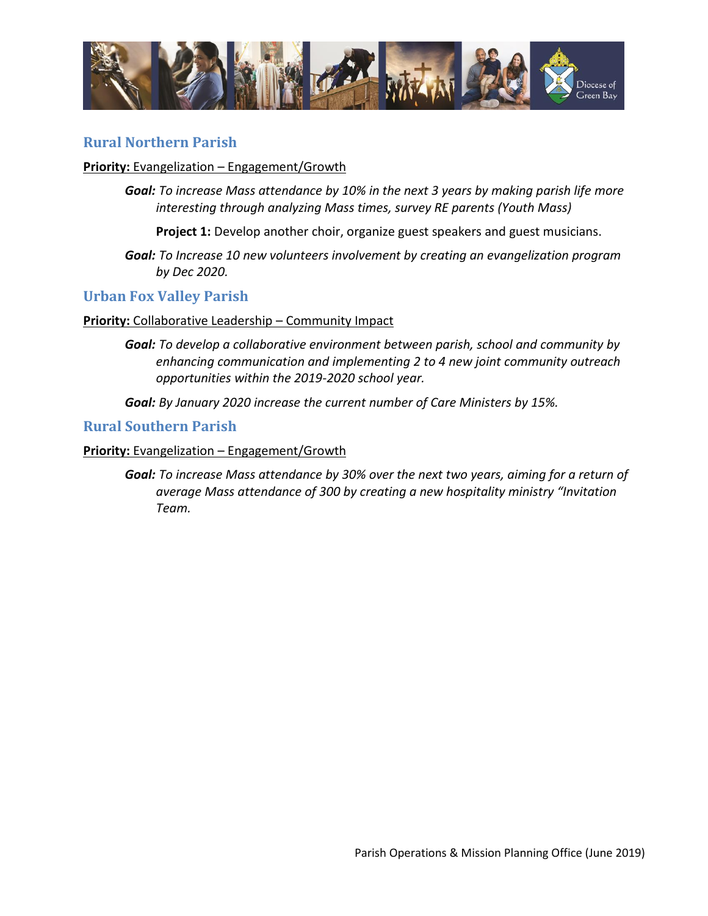## Rural Northern Parish

**Priority:** Evangelization – Engagement/Growth

> ***Goal:*** *To increase Mass attendance by 10% in the next 3 years by making parish life more interesting through analyzing Mass times, survey RE parents (Youth Mass)*
>
> **Project 1:** Develop another choir, organize guest speakers and guest musicians.
>
> ***Goal:*** *To Increase 10 new volunteers involvement by creating an evangelization program by Dec 2020.*

## Urban Fox Valley Parish

**Priority:** Collaborative Leadership – Community Impact

> ***Goal:*** *To develop a collaborative environment between parish, school and community by enhancing communication and implementing 2 to 4 new joint community outreach opportunities within the 2019-2020 school year.*
>
> ***Goal:*** *By January 2020 increase the current number of Care Ministers by 15%.*

## Rural Southern Parish

**Priority:** Evangelization – Engagement/Growth

> ***Goal:*** *To increase Mass attendance by 30% over the next two years, aiming for a return of average Mass attendance of 300 by creating a new hospitality ministry "Invitation Team.*